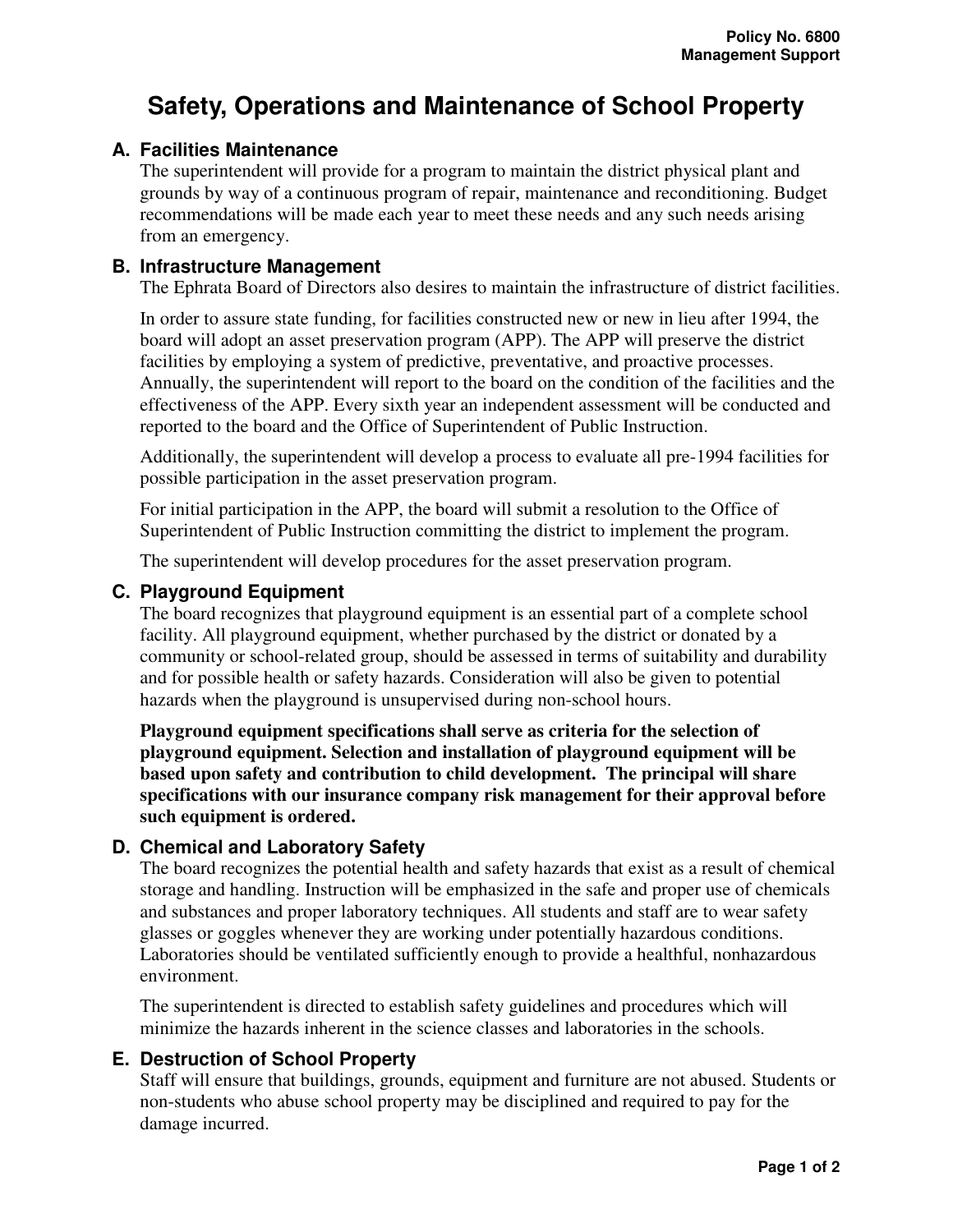**Policy No. 6800**
**Management Support**

# Safety, Operations and Maintenance of School Property

## A. Facilities Maintenance

The superintendent will provide for a program to maintain the district physical plant and grounds by way of a continuous program of repair, maintenance and reconditioning. Budget recommendations will be made each year to meet these needs and any such needs arising from an emergency.

## B. Infrastructure Management

The Ephrata Board of Directors also desires to maintain the infrastructure of district facilities.

In order to assure state funding, for facilities constructed new or new in lieu after 1994, the board will adopt an asset preservation program (APP). The APP will preserve the district facilities by employing a system of predictive, preventative, and proactive processes. Annually, the superintendent will report to the board on the condition of the facilities and the effectiveness of the APP. Every sixth year an independent assessment will be conducted and reported to the board and the Office of Superintendent of Public Instruction.

Additionally, the superintendent will develop a process to evaluate all pre-1994 facilities for possible participation in the asset preservation program.

For initial participation in the APP, the board will submit a resolution to the Office of Superintendent of Public Instruction committing the district to implement the program.

The superintendent will develop procedures for the asset preservation program.

## C. Playground Equipment

The board recognizes that playground equipment is an essential part of a complete school facility. All playground equipment, whether purchased by the district or donated by a community or school-related group, should be assessed in terms of suitability and durability and for possible health or safety hazards. Consideration will also be given to potential hazards when the playground is unsupervised during non-school hours.

**Playground equipment specifications shall serve as criteria for the selection of playground equipment. Selection and installation of playground equipment will be based upon safety and contribution to child development. The principal will share specifications with our insurance company risk management for their approval before such equipment is ordered.**

## D. Chemical and Laboratory Safety

The board recognizes the potential health and safety hazards that exist as a result of chemical storage and handling. Instruction will be emphasized in the safe and proper use of chemicals and substances and proper laboratory techniques. All students and staff are to wear safety glasses or goggles whenever they are working under potentially hazardous conditions. Laboratories should be ventilated sufficiently enough to provide a healthful, nonhazardous environment.

The superintendent is directed to establish safety guidelines and procedures which will minimize the hazards inherent in the science classes and laboratories in the schools.

## E. Destruction of School Property

Staff will ensure that buildings, grounds, equipment and furniture are not abused. Students or non-students who abuse school property may be disciplined and required to pay for the damage incurred.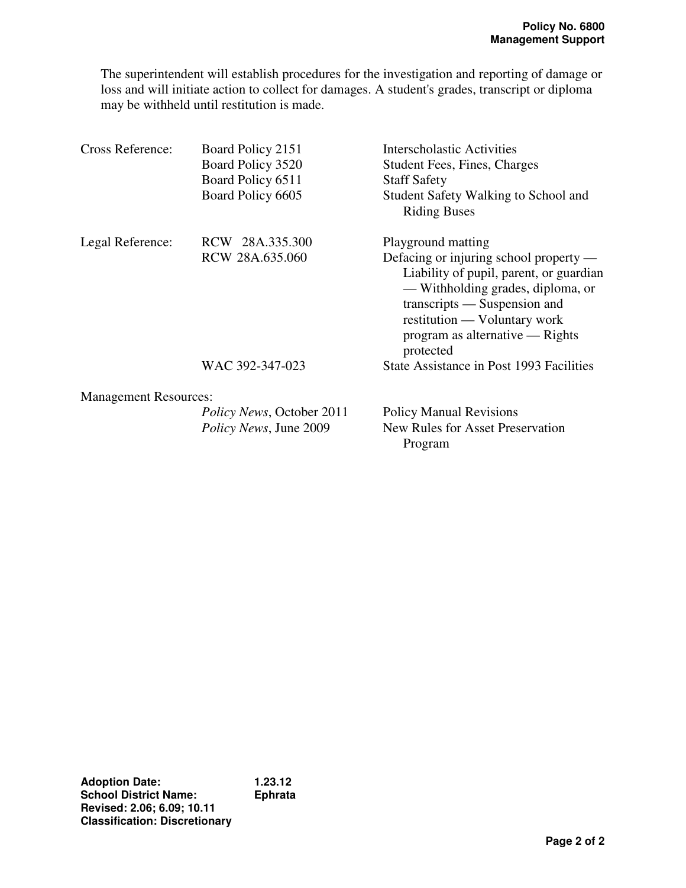The superintendent will establish procedures for the investigation and reporting of damage or loss and will initiate action to collect for damages. A student's grades, transcript or diploma may be withheld until restitution is made.

| | | |
|---|---|---|
| Cross Reference: | Board Policy 2151 | Interscholastic Activities |
| | Board Policy 3520 | Student Fees, Fines, Charges |
| | Board Policy 6511 | Staff Safety |
| | Board Policy 6605 | Student Safety Walking to School and Riding Buses |
| Legal Reference: | RCW 28A.335.300 | Playground matting |
| | RCW 28A.635.060 | Defacing or injuring school property — Liability of pupil, parent, or guardian — Withholding grades, diploma, or transcripts — Suspension and restitution — Voluntary work program as alternative — Rights protected |
| | WAC 392-347-023 | State Assistance in Post 1993 Facilities |
| Management Resources: | | |
| | *Policy News*, October 2011 | Policy Manual Revisions |
| | *Policy News*, June 2009 | New Rules for Asset Preservation Program |

**Adoption Date:** **1.23.12**
**School District Name:** **Ephrata**
**Revised: 2.06; 6.09; 10.11**
**Classification: Discretionary**